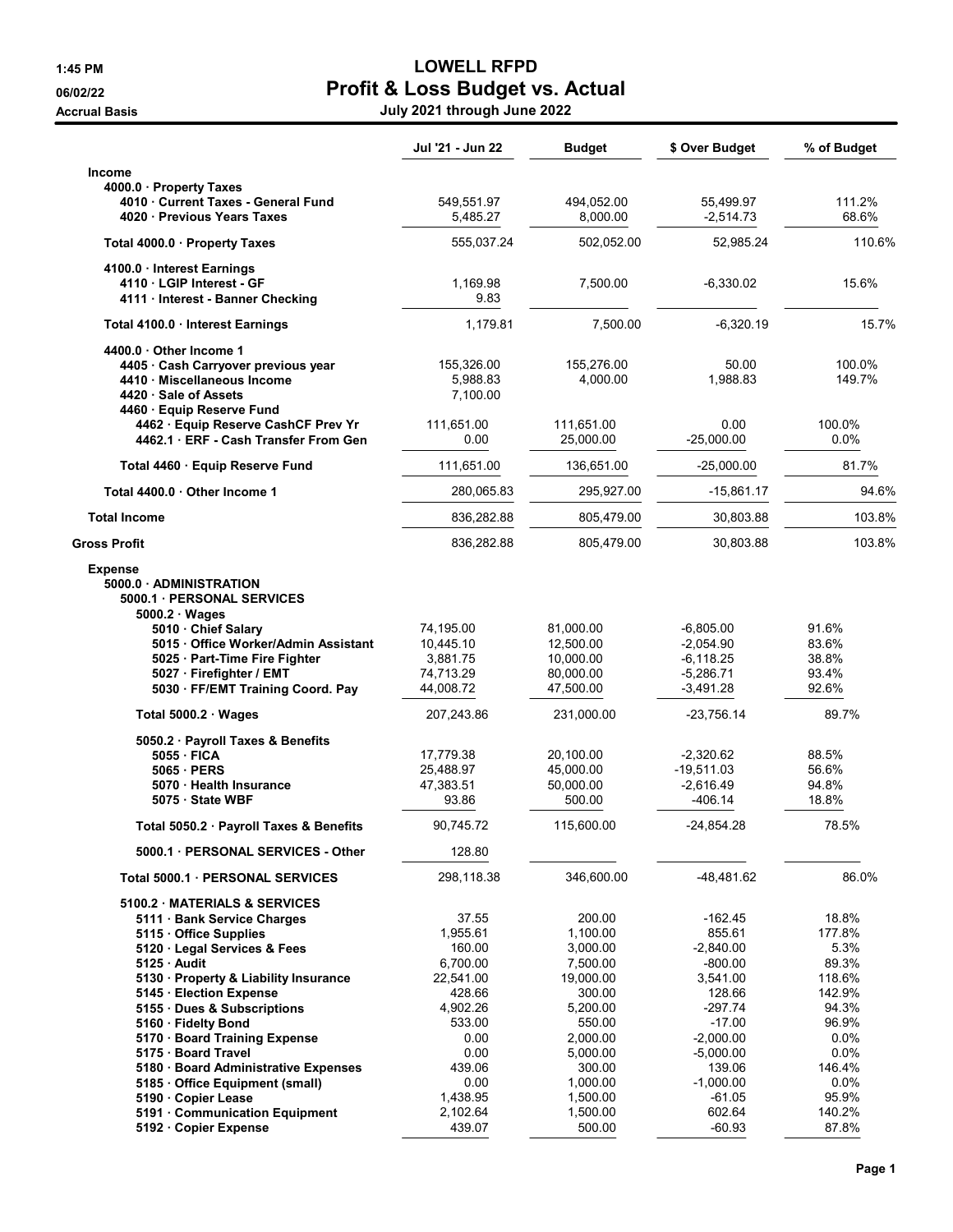# LOWELL RFPD

## Profit & Loss Budget vs. Actual

1:45 PM
06/02/22
Accrual Basis

July 2021 through June 2022

| | Jul '21 - Jun 22 | Budget | $ Over Budget | % of Budget |
|---|---|---|---|---|
| **Income** | | | | |
| 4000.0 · Property Taxes | | | | |
| 4010 · Current Taxes - General Fund | 549,551.97 | 494,052.00 | 55,499.97 | 111.2% |
| 4020 · Previous Years Taxes | 5,485.27 | 8,000.00 | -2,514.73 | 68.6% |
| Total 4000.0 · Property Taxes | 555,037.24 | 502,052.00 | 52,985.24 | 110.6% |
| 4100.0 · Interest Earnings | | | | |
| 4110 · LGIP Interest - GF | 1,169.98 | 7,500.00 | -6,330.02 | 15.6% |
| 4111 · Interest - Banner Checking | 9.83 | | | |
| Total 4100.0 · Interest Earnings | 1,179.81 | 7,500.00 | -6,320.19 | 15.7% |
| 4400.0 · Other Income 1 | | | | |
| 4405 · Cash Carryover previous year | 155,326.00 | 155,276.00 | 50.00 | 100.0% |
| 4410 · Miscellaneous Income | 5,988.83 | 4,000.00 | 1,988.83 | 149.7% |
| 4420 · Sale of Assets | 7,100.00 | | | |
| 4460 · Equip Reserve Fund | | | | |
| 4462 · Equip Reserve CashCF Prev Yr | 111,651.00 | 111,651.00 | 0.00 | 100.0% |
| 4462.1 · ERF - Cash Transfer From Gen | 0.00 | 25,000.00 | -25,000.00 | 0.0% |
| Total 4460 · Equip Reserve Fund | 111,651.00 | 136,651.00 | -25,000.00 | 81.7% |
| Total 4400.0 · Other Income 1 | 280,065.83 | 295,927.00 | -15,861.17 | 94.6% |
| **Total Income** | 836,282.88 | 805,479.00 | 30,803.88 | 103.8% |
| **Gross Profit** | 836,282.88 | 805,479.00 | 30,803.88 | 103.8% |
| **Expense** | | | | |
| 5000.0 · ADMINISTRATION | | | | |
| 5000.1 · PERSONAL SERVICES | | | | |
| 5000.2 · Wages | | | | |
| 5010 · Chief Salary | 74,195.00 | 81,000.00 | -6,805.00 | 91.6% |
| 5015 · Office Worker/Admin Assistant | 10,445.10 | 12,500.00 | -2,054.90 | 83.6% |
| 5025 · Part-Time Fire Fighter | 3,881.75 | 10,000.00 | -6,118.25 | 38.8% |
| 5027 · Firefighter / EMT | 74,713.29 | 80,000.00 | -5,286.71 | 93.4% |
| 5030 · FF/EMT Training Coord. Pay | 44,008.72 | 47,500.00 | -3,491.28 | 92.6% |
| Total 5000.2 · Wages | 207,243.86 | 231,000.00 | -23,756.14 | 89.7% |
| 5050.2 · Payroll Taxes & Benefits | | | | |
| 5055 · FICA | 17,779.38 | 20,100.00 | -2,320.62 | 88.5% |
| 5065 · PERS | 25,488.97 | 45,000.00 | -19,511.03 | 56.6% |
| 5070 · Health Insurance | 47,383.51 | 50,000.00 | -2,616.49 | 94.8% |
| 5075 · State WBF | 93.86 | 500.00 | -406.14 | 18.8% |
| Total 5050.2 · Payroll Taxes & Benefits | 90,745.72 | 115,600.00 | -24,854.28 | 78.5% |
| 5000.1 · PERSONAL SERVICES - Other | 128.80 | | | |
| Total 5000.1 · PERSONAL SERVICES | 298,118.38 | 346,600.00 | -48,481.62 | 86.0% |
| 5100.2 · MATERIALS & SERVICES | | | | |
| 5111 · Bank Service Charges | 37.55 | 200.00 | -162.45 | 18.8% |
| 5115 · Office Supplies | 1,955.61 | 1,100.00 | 855.61 | 177.8% |
| 5120 · Legal Services & Fees | 160.00 | 3,000.00 | -2,840.00 | 5.3% |
| 5125 · Audit | 6,700.00 | 7,500.00 | -800.00 | 89.3% |
| 5130 · Property & Liability Insurance | 22,541.00 | 19,000.00 | 3,541.00 | 118.6% |
| 5145 · Election Expense | 428.66 | 300.00 | 128.66 | 142.9% |
| 5155 · Dues & Subscriptions | 4,902.26 | 5,200.00 | -297.74 | 94.3% |
| 5160 · Fidelty Bond | 533.00 | 550.00 | -17.00 | 96.9% |
| 5170 · Board Training Expense | 0.00 | 2,000.00 | -2,000.00 | 0.0% |
| 5175 · Board Travel | 0.00 | 5,000.00 | -5,000.00 | 0.0% |
| 5180 · Board Administrative Expenses | 439.06 | 300.00 | 139.06 | 146.4% |
| 5185 · Office Equipment (small) | 0.00 | 1,000.00 | -1,000.00 | 0.0% |
| 5190 · Copier Lease | 1,438.95 | 1,500.00 | -61.05 | 95.9% |
| 5191 · Communication Equipment | 2,102.64 | 1,500.00 | 602.64 | 140.2% |
| 5192 · Copier Expense | 439.07 | 500.00 | -60.93 | 87.8% |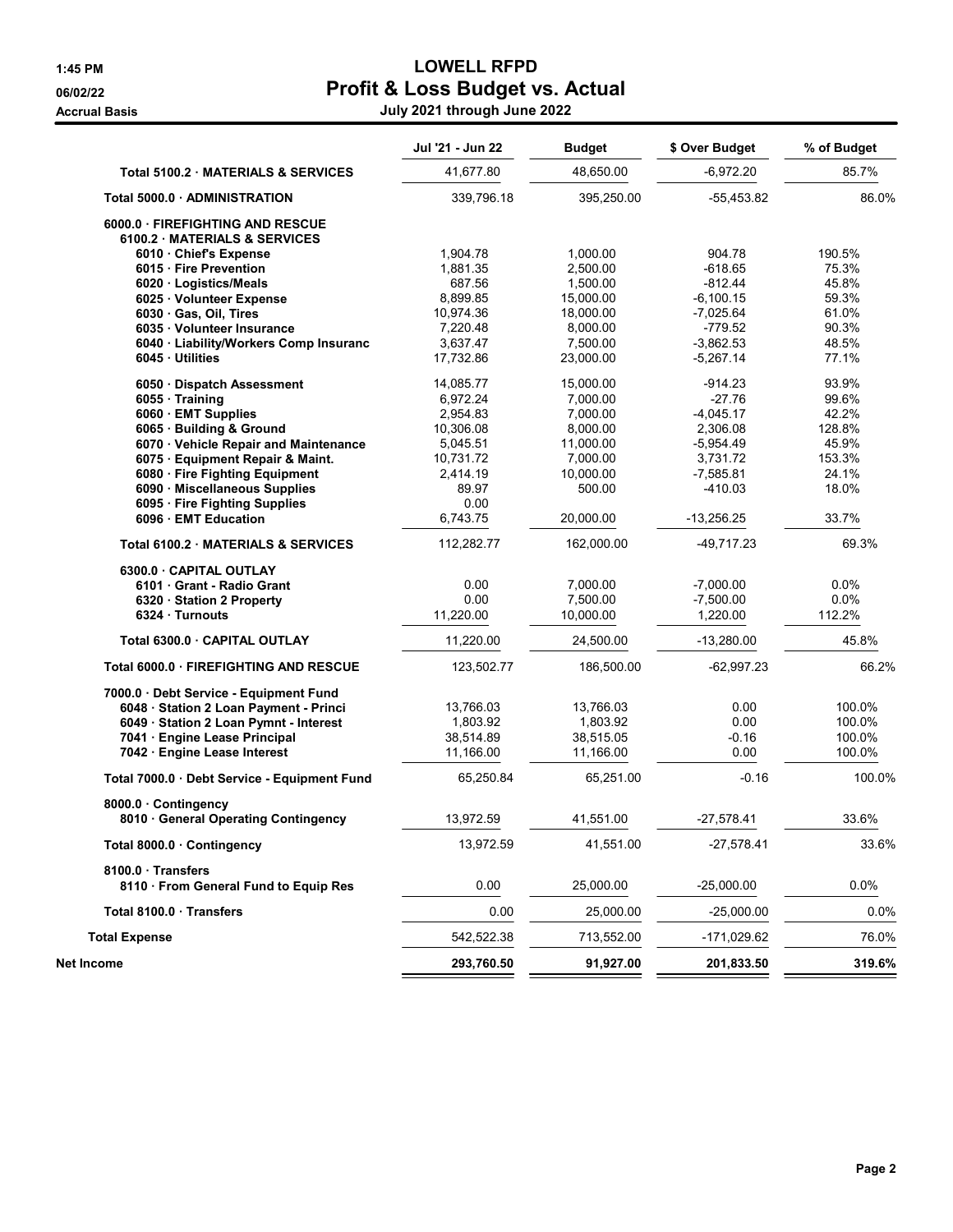**LOWELL RFPD**

**Profit & Loss Budget vs. Actual**

**Accrual Basis** — **July 2021 through June 2022**

1:45 PM
06/02/22

| | Jul '21 - Jun 22 | Budget | $ Over Budget | % of Budget |
|---|---|---|---|---|
| Total 5100.2 · MATERIALS & SERVICES | 41,677.80 | 48,650.00 | -6,972.20 | 85.7% |
| Total 5000.0 · ADMINISTRATION | 339,796.18 | 395,250.00 | -55,453.82 | 86.0% |
| 6000.0 · FIREFIGHTING AND RESCUE | | | | |
| 6100.2 · MATERIALS & SERVICES | | | | |
| 6010 · Chief's Expense | 1,904.78 | 1,000.00 | 904.78 | 190.5% |
| 6015 · Fire Prevention | 1,881.35 | 2,500.00 | -618.65 | 75.3% |
| 6020 · Logistics/Meals | 687.56 | 1,500.00 | -812.44 | 45.8% |
| 6025 · Volunteer Expense | 8,899.85 | 15,000.00 | -6,100.15 | 59.3% |
| 6030 · Gas, Oil, Tires | 10,974.36 | 18,000.00 | -7,025.64 | 61.0% |
| 6035 · Volunteer Insurance | 7,220.48 | 8,000.00 | -779.52 | 90.3% |
| 6040 · Liability/Workers Comp Insuranc | 3,637.47 | 7,500.00 | -3,862.53 | 48.5% |
| 6045 · Utilities | 17,732.86 | 23,000.00 | -5,267.14 | 77.1% |
| 6050 · Dispatch Assessment | 14,085.77 | 15,000.00 | -914.23 | 93.9% |
| 6055 · Training | 6,972.24 | 7,000.00 | -27.76 | 99.6% |
| 6060 · EMT Supplies | 2,954.83 | 7,000.00 | -4,045.17 | 42.2% |
| 6065 · Building & Ground | 10,306.08 | 8,000.00 | 2,306.08 | 128.8% |
| 6070 · Vehicle Repair and Maintenance | 5,045.51 | 11,000.00 | -5,954.49 | 45.9% |
| 6075 · Equipment Repair & Maint. | 10,731.72 | 7,000.00 | 3,731.72 | 153.3% |
| 6080 · Fire Fighting Equipment | 2,414.19 | 10,000.00 | -7,585.81 | 24.1% |
| 6090 · Miscellaneous Supplies | 89.97 | 500.00 | -410.03 | 18.0% |
| 6095 · Fire Fighting Supplies | 0.00 | | | |
| 6096 · EMT Education | 6,743.75 | 20,000.00 | -13,256.25 | 33.7% |
| Total 6100.2 · MATERIALS & SERVICES | 112,282.77 | 162,000.00 | -49,717.23 | 69.3% |
| 6300.0 · CAPITAL OUTLAY | | | | |
| 6101 · Grant - Radio Grant | 0.00 | 7,000.00 | -7,000.00 | 0.0% |
| 6320 · Station 2 Property | 0.00 | 7,500.00 | -7,500.00 | 0.0% |
| 6324 · Turnouts | 11,220.00 | 10,000.00 | 1,220.00 | 112.2% |
| Total 6300.0 · CAPITAL OUTLAY | 11,220.00 | 24,500.00 | -13,280.00 | 45.8% |
| Total 6000.0 · FIREFIGHTING AND RESCUE | 123,502.77 | 186,500.00 | -62,997.23 | 66.2% |
| 7000.0 · Debt Service - Equipment Fund | | | | |
| 6048 · Station 2 Loan Payment - Princi | 13,766.03 | 13,766.03 | 0.00 | 100.0% |
| 6049 · Station 2 Loan Pymnt - Interest | 1,803.92 | 1,803.92 | 0.00 | 100.0% |
| 7041 · Engine Lease Principal | 38,514.89 | 38,515.05 | -0.16 | 100.0% |
| 7042 · Engine Lease Interest | 11,166.00 | 11,166.00 | 0.00 | 100.0% |
| Total 7000.0 · Debt Service - Equipment Fund | 65,250.84 | 65,251.00 | -0.16 | 100.0% |
| 8000.0 · Contingency | | | | |
| 8010 · General Operating Contingency | 13,972.59 | 41,551.00 | -27,578.41 | 33.6% |
| Total 8000.0 · Contingency | 13,972.59 | 41,551.00 | -27,578.41 | 33.6% |
| 8100.0 · Transfers | | | | |
| 8110 · From General Fund to Equip Res | 0.00 | 25,000.00 | -25,000.00 | 0.0% |
| Total 8100.0 · Transfers | 0.00 | 25,000.00 | -25,000.00 | 0.0% |
| Total Expense | 542,522.38 | 713,552.00 | -171,029.62 | 76.0% |
| **Net Income** | **293,760.50** | **91,927.00** | **201,833.50** | **319.6%** |